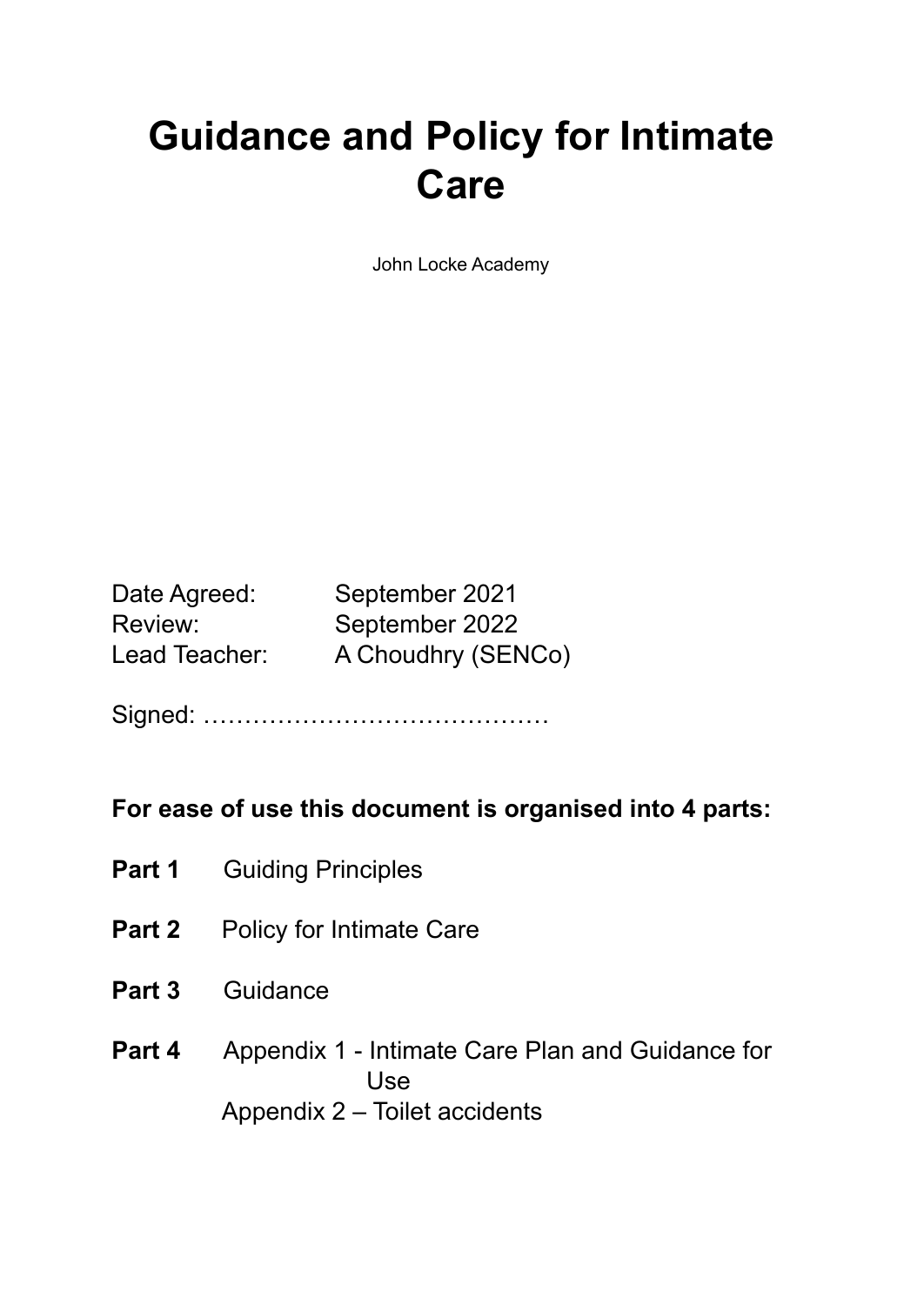# Guidance and Policy for Intimate Care

John Locke Academy

Date Agreed: September 2021
Review: September 2022
Lead Teacher: A Choudhry (SENCo)

Signed: ……………………………………

**For ease of use this document is organised into 4 parts:**

**Part 1** Guiding Principles

**Part 2** Policy for Intimate Care

**Part 3** Guidance

**Part 4** Appendix 1 - Intimate Care Plan and Guidance for Use
Appendix 2 – Toilet accidents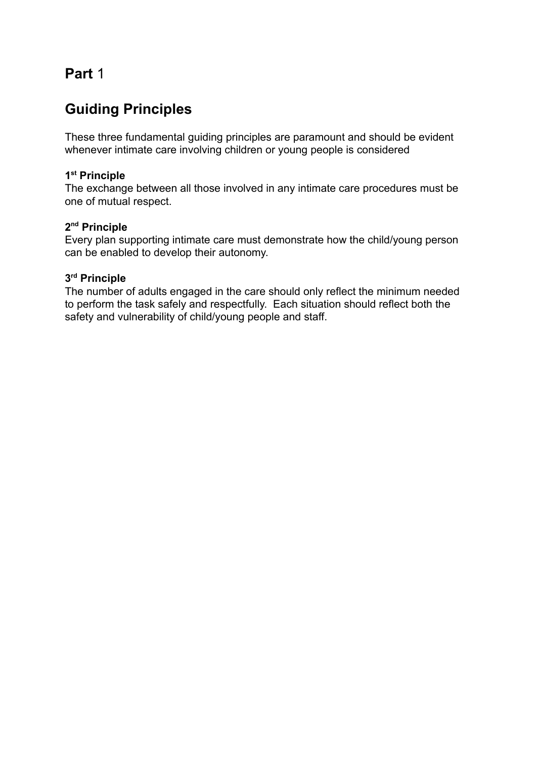# **Part** 1

## Guiding Principles

These three fundamental guiding principles are paramount and should be evident whenever intimate care involving children or young people is considered

**1st Principle**
The exchange between all those involved in any intimate care procedures must be one of mutual respect.

**2nd Principle**
Every plan supporting intimate care must demonstrate how the child/young person can be enabled to develop their autonomy.

**3rd Principle**
The number of adults engaged in the care should only reflect the minimum needed to perform the task safely and respectfully. Each situation should reflect both the safety and vulnerability of child/young people and staff.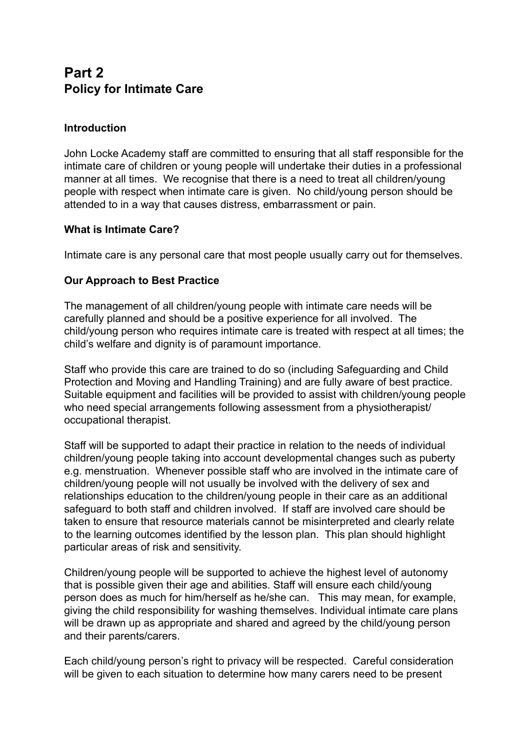# Part 2
## Policy for Intimate Care

### Introduction

John Locke Academy staff are committed to ensuring that all staff responsible for the intimate care of children or young people will undertake their duties in a professional manner at all times. We recognise that there is a need to treat all children/young people with respect when intimate care is given. No child/young person should be attended to in a way that causes distress, embarrassment or pain.

### What is Intimate Care?

Intimate care is any personal care that most people usually carry out for themselves.

### Our Approach to Best Practice

The management of all children/young people with intimate care needs will be carefully planned and should be a positive experience for all involved. The child/young person who requires intimate care is treated with respect at all times; the child's welfare and dignity is of paramount importance.

Staff who provide this care are trained to do so (including Safeguarding and Child Protection and Moving and Handling Training) and are fully aware of best practice. Suitable equipment and facilities will be provided to assist with children/young people who need special arrangements following assessment from a physiotherapist/ occupational therapist.

Staff will be supported to adapt their practice in relation to the needs of individual children/young people taking into account developmental changes such as puberty e.g. menstruation. Whenever possible staff who are involved in the intimate care of children/young people will not usually be involved with the delivery of sex and relationships education to the children/young people in their care as an additional safeguard to both staff and children involved. If staff are involved care should be taken to ensure that resource materials cannot be misinterpreted and clearly relate to the learning outcomes identified by the lesson plan. This plan should highlight particular areas of risk and sensitivity.

Children/young people will be supported to achieve the highest level of autonomy that is possible given their age and abilities. Staff will ensure each child/young person does as much for him/herself as he/she can. This may mean, for example, giving the child responsibility for washing themselves. Individual intimate care plans will be drawn up as appropriate and shared and agreed by the child/young person and their parents/carers.

Each child/young person's right to privacy will be respected. Careful consideration will be given to each situation to determine how many carers need to be present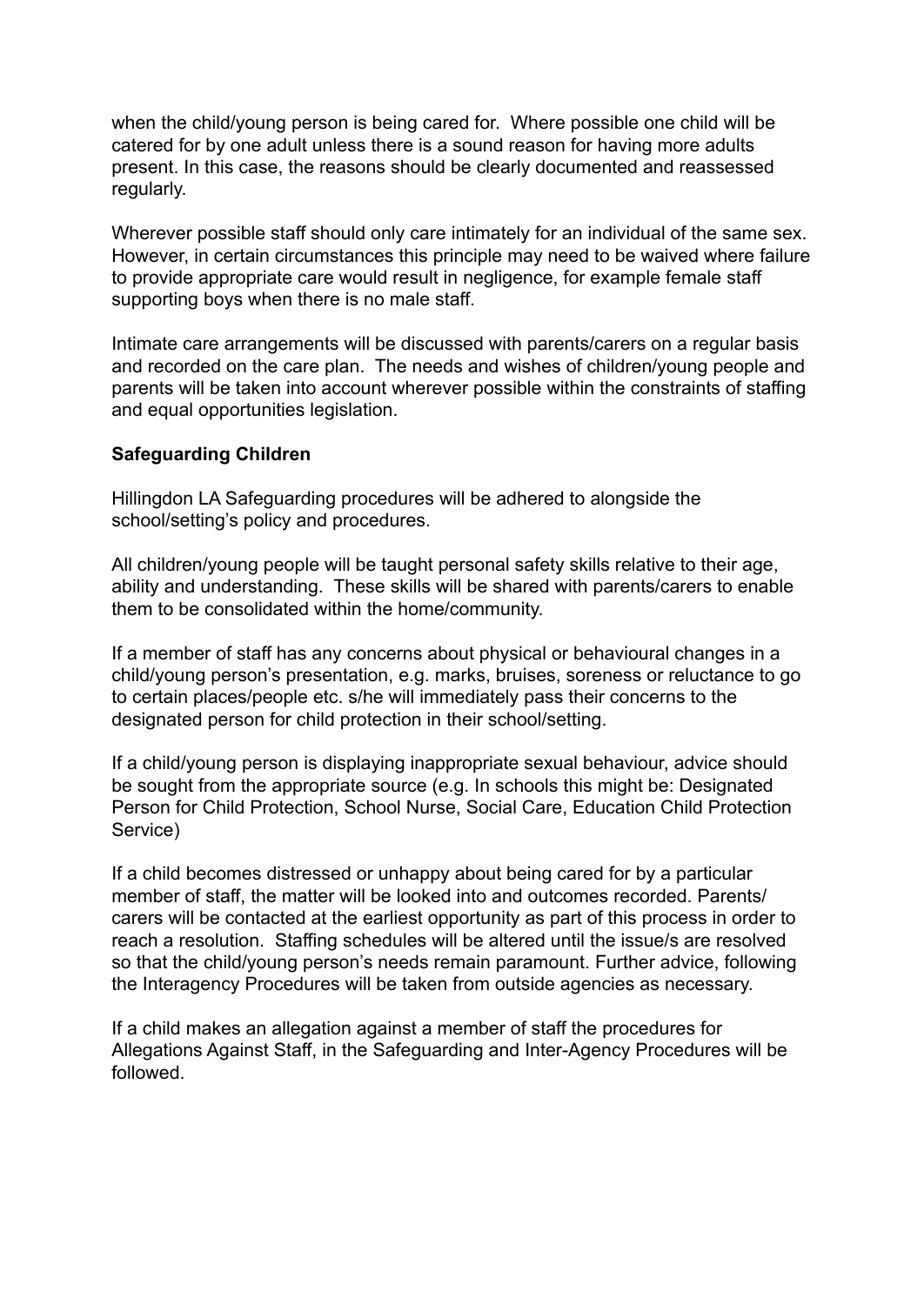when the child/young person is being cared for. Where possible one child will be catered for by one adult unless there is a sound reason for having more adults present. In this case, the reasons should be clearly documented and reassessed regularly.

Wherever possible staff should only care intimately for an individual of the same sex. However, in certain circumstances this principle may need to be waived where failure to provide appropriate care would result in negligence, for example female staff supporting boys when there is no male staff.

Intimate care arrangements will be discussed with parents/carers on a regular basis and recorded on the care plan. The needs and wishes of children/young people and parents will be taken into account wherever possible within the constraints of staffing and equal opportunities legislation.

**Safeguarding Children**

Hillingdon LA Safeguarding procedures will be adhered to alongside the school/setting's policy and procedures.

All children/young people will be taught personal safety skills relative to their age, ability and understanding. These skills will be shared with parents/carers to enable them to be consolidated within the home/community.

If a member of staff has any concerns about physical or behavioural changes in a child/young person's presentation, e.g. marks, bruises, soreness or reluctance to go to certain places/people etc. s/he will immediately pass their concerns to the designated person for child protection in their school/setting.

If a child/young person is displaying inappropriate sexual behaviour, advice should be sought from the appropriate source (e.g. In schools this might be: Designated Person for Child Protection, School Nurse, Social Care, Education Child Protection Service)

If a child becomes distressed or unhappy about being cared for by a particular member of staff, the matter will be looked into and outcomes recorded. Parents/ carers will be contacted at the earliest opportunity as part of this process in order to reach a resolution. Staffing schedules will be altered until the issue/s are resolved so that the child/young person's needs remain paramount. Further advice, following the Interagency Procedures will be taken from outside agencies as necessary.

If a child makes an allegation against a member of staff the procedures for Allegations Against Staff, in the Safeguarding and Inter-Agency Procedures will be followed.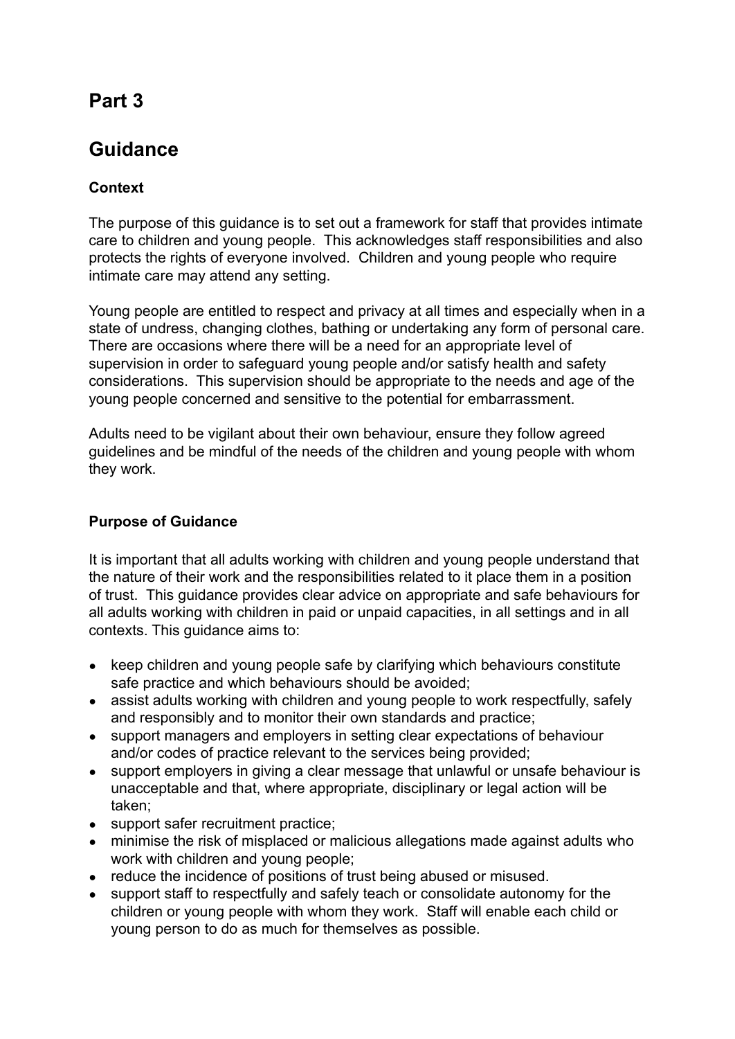# Part 3

# Guidance

**Context**

The purpose of this guidance is to set out a framework for staff that provides intimate care to children and young people. This acknowledges staff responsibilities and also protects the rights of everyone involved. Children and young people who require intimate care may attend any setting.

Young people are entitled to respect and privacy at all times and especially when in a state of undress, changing clothes, bathing or undertaking any form of personal care. There are occasions where there will be a need for an appropriate level of supervision in order to safeguard young people and/or satisfy health and safety considerations. This supervision should be appropriate to the needs and age of the young people concerned and sensitive to the potential for embarrassment.

Adults need to be vigilant about their own behaviour, ensure they follow agreed guidelines and be mindful of the needs of the children and young people with whom they work.

**Purpose of Guidance**

It is important that all adults working with children and young people understand that the nature of their work and the responsibilities related to it place them in a position of trust. This guidance provides clear advice on appropriate and safe behaviours for all adults working with children in paid or unpaid capacities, in all settings and in all contexts. This guidance aims to:

- keep children and young people safe by clarifying which behaviours constitute safe practice and which behaviours should be avoided;
- assist adults working with children and young people to work respectfully, safely and responsibly and to monitor their own standards and practice;
- support managers and employers in setting clear expectations of behaviour and/or codes of practice relevant to the services being provided;
- support employers in giving a clear message that unlawful or unsafe behaviour is unacceptable and that, where appropriate, disciplinary or legal action will be taken;
- support safer recruitment practice;
- minimise the risk of misplaced or malicious allegations made against adults who work with children and young people;
- reduce the incidence of positions of trust being abused or misused.
- support staff to respectfully and safely teach or consolidate autonomy for the children or young people with whom they work. Staff will enable each child or young person to do as much for themselves as possible.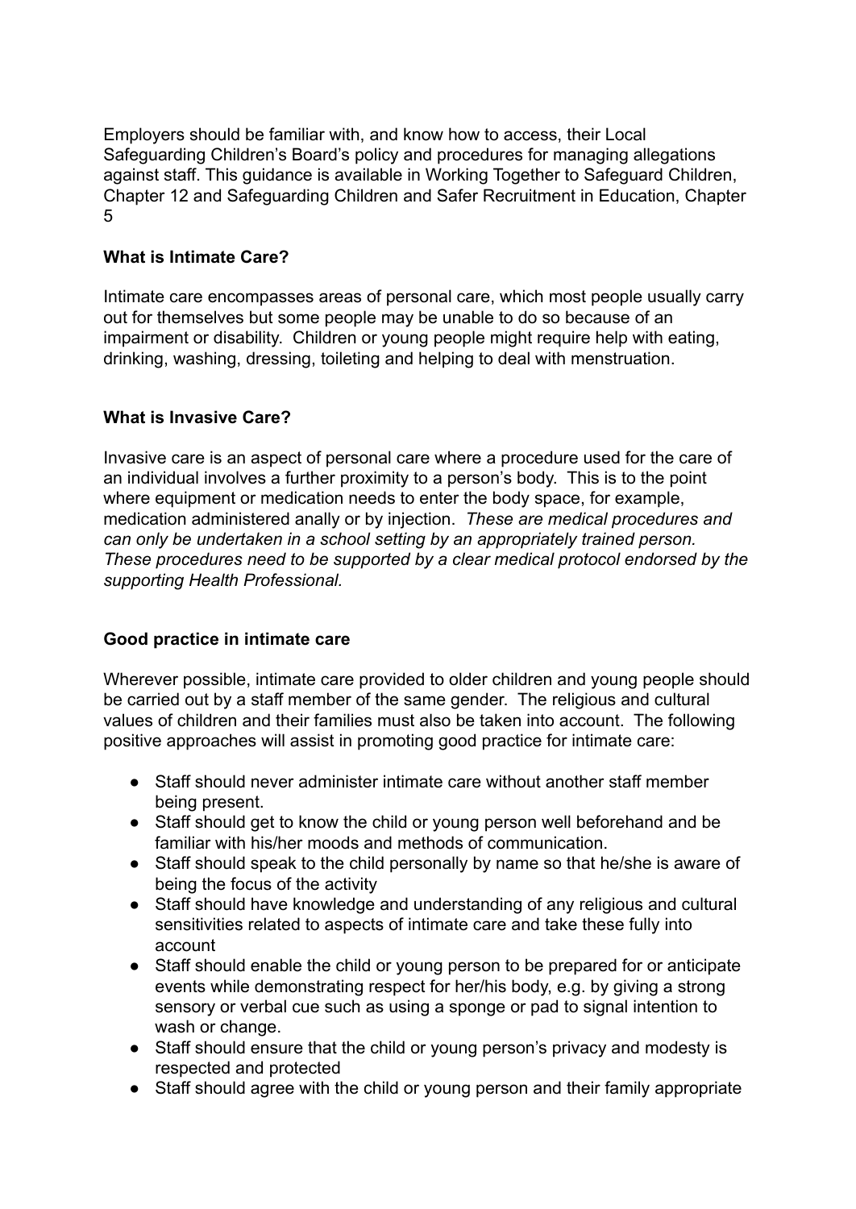Employers should be familiar with, and know how to access, their Local Safeguarding Children's Board's policy and procedures for managing allegations against staff. This guidance is available in Working Together to Safeguard Children, Chapter 12 and Safeguarding Children and Safer Recruitment in Education, Chapter 5

### What is Intimate Care?

Intimate care encompasses areas of personal care, which most people usually carry out for themselves but some people may be unable to do so because of an impairment or disability. Children or young people might require help with eating, drinking, washing, dressing, toileting and helping to deal with menstruation.

### What is Invasive Care?

Invasive care is an aspect of personal care where a procedure used for the care of an individual involves a further proximity to a person's body. This is to the point where equipment or medication needs to enter the body space, for example, medication administered anally or by injection. *These are medical procedures and can only be undertaken in a school setting by an appropriately trained person. These procedures need to be supported by a clear medical protocol endorsed by the supporting Health Professional.*

### Good practice in intimate care

Wherever possible, intimate care provided to older children and young people should be carried out by a staff member of the same gender. The religious and cultural values of children and their families must also be taken into account. The following positive approaches will assist in promoting good practice for intimate care:

- Staff should never administer intimate care without another staff member being present.
- Staff should get to know the child or young person well beforehand and be familiar with his/her moods and methods of communication.
- Staff should speak to the child personally by name so that he/she is aware of being the focus of the activity
- Staff should have knowledge and understanding of any religious and cultural sensitivities related to aspects of intimate care and take these fully into account
- Staff should enable the child or young person to be prepared for or anticipate events while demonstrating respect for her/his body, e.g. by giving a strong sensory or verbal cue such as using a sponge or pad to signal intention to wash or change.
- Staff should ensure that the child or young person's privacy and modesty is respected and protected
- Staff should agree with the child or young person and their family appropriate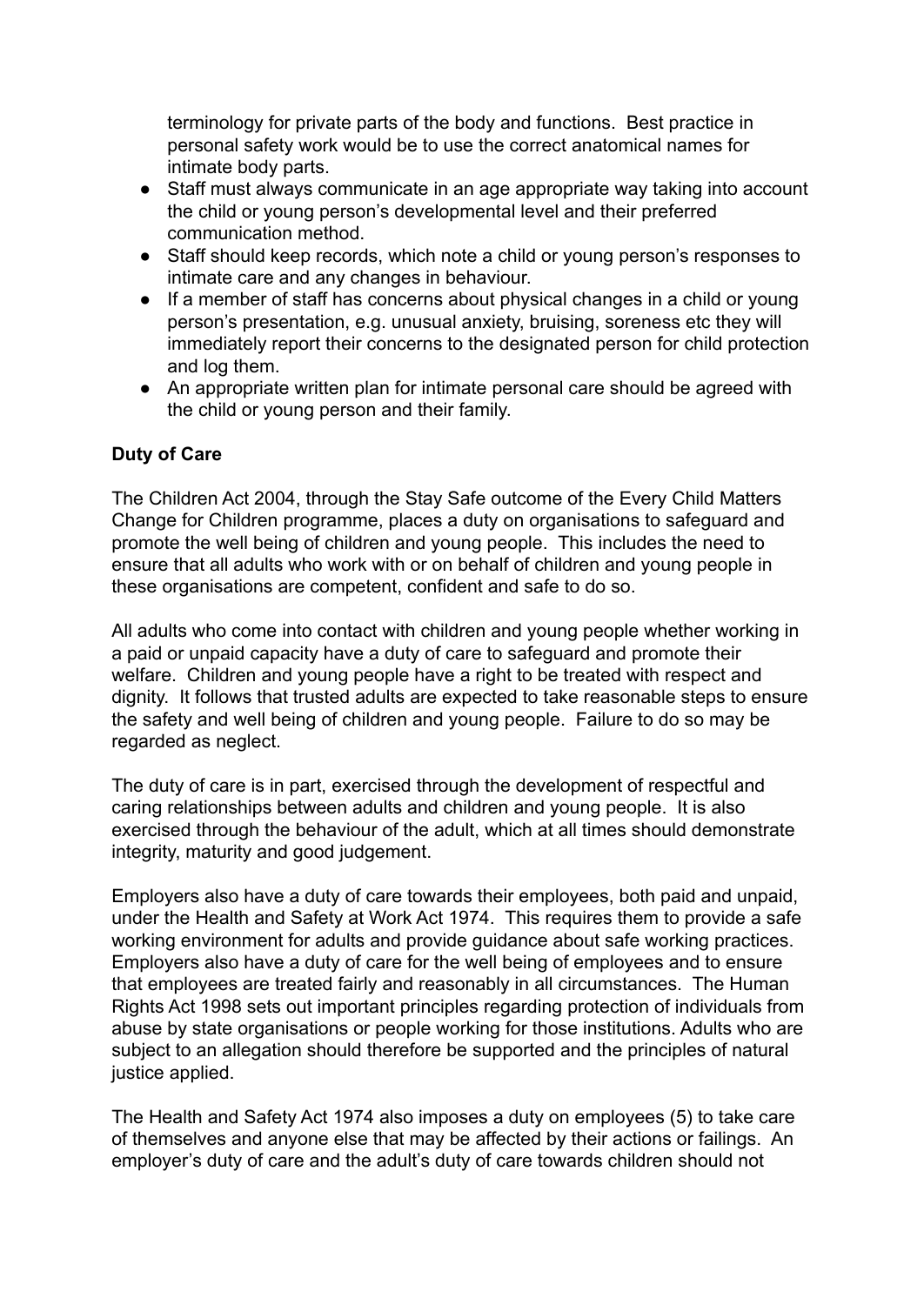terminology for private parts of the body and functions. Best practice in personal safety work would be to use the correct anatomical names for intimate body parts.

- Staff must always communicate in an age appropriate way taking into account the child or young person's developmental level and their preferred communication method.
- Staff should keep records, which note a child or young person's responses to intimate care and any changes in behaviour.
- If a member of staff has concerns about physical changes in a child or young person's presentation, e.g. unusual anxiety, bruising, soreness etc they will immediately report their concerns to the designated person for child protection and log them.
- An appropriate written plan for intimate personal care should be agreed with the child or young person and their family.

**Duty of Care**

The Children Act 2004, through the Stay Safe outcome of the Every Child Matters Change for Children programme, places a duty on organisations to safeguard and promote the well being of children and young people. This includes the need to ensure that all adults who work with or on behalf of children and young people in these organisations are competent, confident and safe to do so.

All adults who come into contact with children and young people whether working in a paid or unpaid capacity have a duty of care to safeguard and promote their welfare. Children and young people have a right to be treated with respect and dignity. It follows that trusted adults are expected to take reasonable steps to ensure the safety and well being of children and young people. Failure to do so may be regarded as neglect.

The duty of care is in part, exercised through the development of respectful and caring relationships between adults and children and young people. It is also exercised through the behaviour of the adult, which at all times should demonstrate integrity, maturity and good judgement.

Employers also have a duty of care towards their employees, both paid and unpaid, under the Health and Safety at Work Act 1974. This requires them to provide a safe working environment for adults and provide guidance about safe working practices. Employers also have a duty of care for the well being of employees and to ensure that employees are treated fairly and reasonably in all circumstances. The Human Rights Act 1998 sets out important principles regarding protection of individuals from abuse by state organisations or people working for those institutions. Adults who are subject to an allegation should therefore be supported and the principles of natural justice applied.

The Health and Safety Act 1974 also imposes a duty on employees (5) to take care of themselves and anyone else that may be affected by their actions or failings. An employer's duty of care and the adult's duty of care towards children should not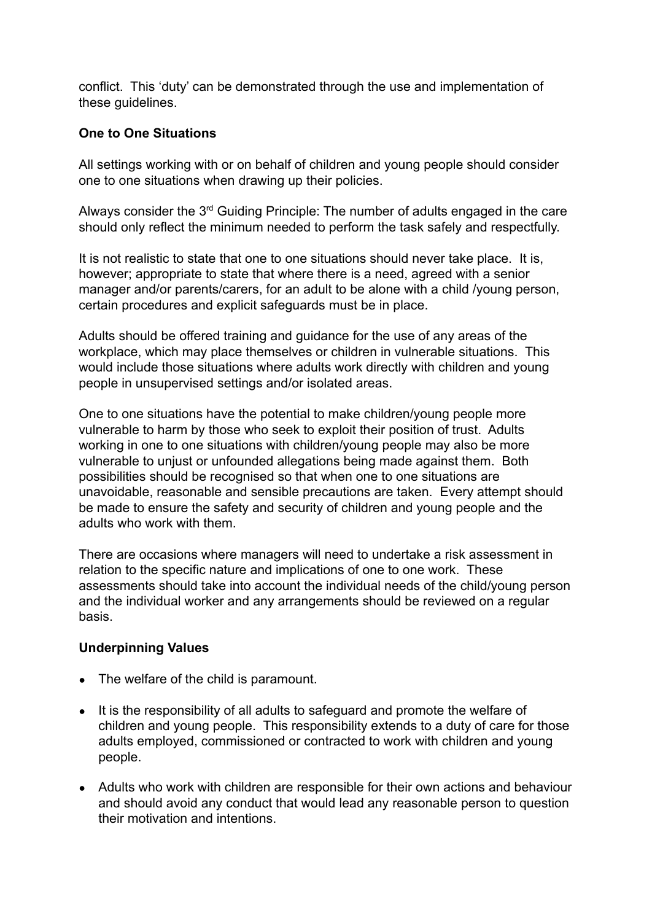conflict. This 'duty' can be demonstrated through the use and implementation of these guidelines.

**One to One Situations**

All settings working with or on behalf of children and young people should consider one to one situations when drawing up their policies.

Always consider the 3rd Guiding Principle: The number of adults engaged in the care should only reflect the minimum needed to perform the task safely and respectfully.

It is not realistic to state that one to one situations should never take place. It is, however; appropriate to state that where there is a need, agreed with a senior manager and/or parents/carers, for an adult to be alone with a child /young person, certain procedures and explicit safeguards must be in place.

Adults should be offered training and guidance for the use of any areas of the workplace, which may place themselves or children in vulnerable situations. This would include those situations where adults work directly with children and young people in unsupervised settings and/or isolated areas.

One to one situations have the potential to make children/young people more vulnerable to harm by those who seek to exploit their position of trust. Adults working in one to one situations with children/young people may also be more vulnerable to unjust or unfounded allegations being made against them. Both possibilities should be recognised so that when one to one situations are unavoidable, reasonable and sensible precautions are taken. Every attempt should be made to ensure the safety and security of children and young people and the adults who work with them.

There are occasions where managers will need to undertake a risk assessment in relation to the specific nature and implications of one to one work. These assessments should take into account the individual needs of the child/young person and the individual worker and any arrangements should be reviewed on a regular basis.

**Underpinning Values**

- The welfare of the child is paramount.
- It is the responsibility of all adults to safeguard and promote the welfare of children and young people. This responsibility extends to a duty of care for those adults employed, commissioned or contracted to work with children and young people.
- Adults who work with children are responsible for their own actions and behaviour and should avoid any conduct that would lead any reasonable person to question their motivation and intentions.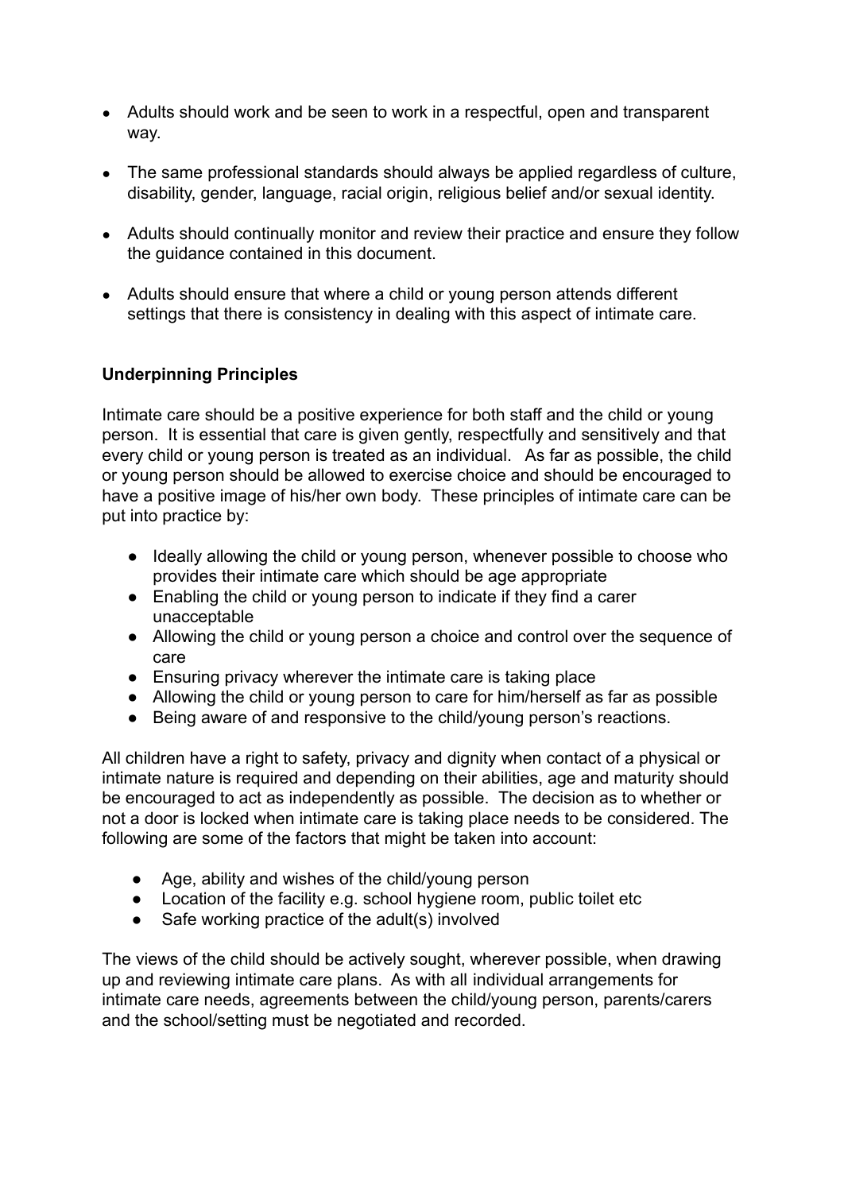- Adults should work and be seen to work in a respectful, open and transparent way.

- The same professional standards should always be applied regardless of culture, disability, gender, language, racial origin, religious belief and/or sexual identity.

- Adults should continually monitor and review their practice and ensure they follow the guidance contained in this document.

- Adults should ensure that where a child or young person attends different settings that there is consistency in dealing with this aspect of intimate care.

**Underpinning Principles**

Intimate care should be a positive experience for both staff and the child or young person. It is essential that care is given gently, respectfully and sensitively and that every child or young person is treated as an individual. As far as possible, the child or young person should be allowed to exercise choice and should be encouraged to have a positive image of his/her own body. These principles of intimate care can be put into practice by:

- Ideally allowing the child or young person, whenever possible to choose who provides their intimate care which should be age appropriate
- Enabling the child or young person to indicate if they find a carer unacceptable
- Allowing the child or young person a choice and control over the sequence of care
- Ensuring privacy wherever the intimate care is taking place
- Allowing the child or young person to care for him/herself as far as possible
- Being aware of and responsive to the child/young person's reactions.

All children have a right to safety, privacy and dignity when contact of a physical or intimate nature is required and depending on their abilities, age and maturity should be encouraged to act as independently as possible. The decision as to whether or not a door is locked when intimate care is taking place needs to be considered. The following are some of the factors that might be taken into account:

- Age, ability and wishes of the child/young person
- Location of the facility e.g. school hygiene room, public toilet etc
- Safe working practice of the adult(s) involved

The views of the child should be actively sought, wherever possible, when drawing up and reviewing intimate care plans. As with all individual arrangements for intimate care needs, agreements between the child/young person, parents/carers and the school/setting must be negotiated and recorded.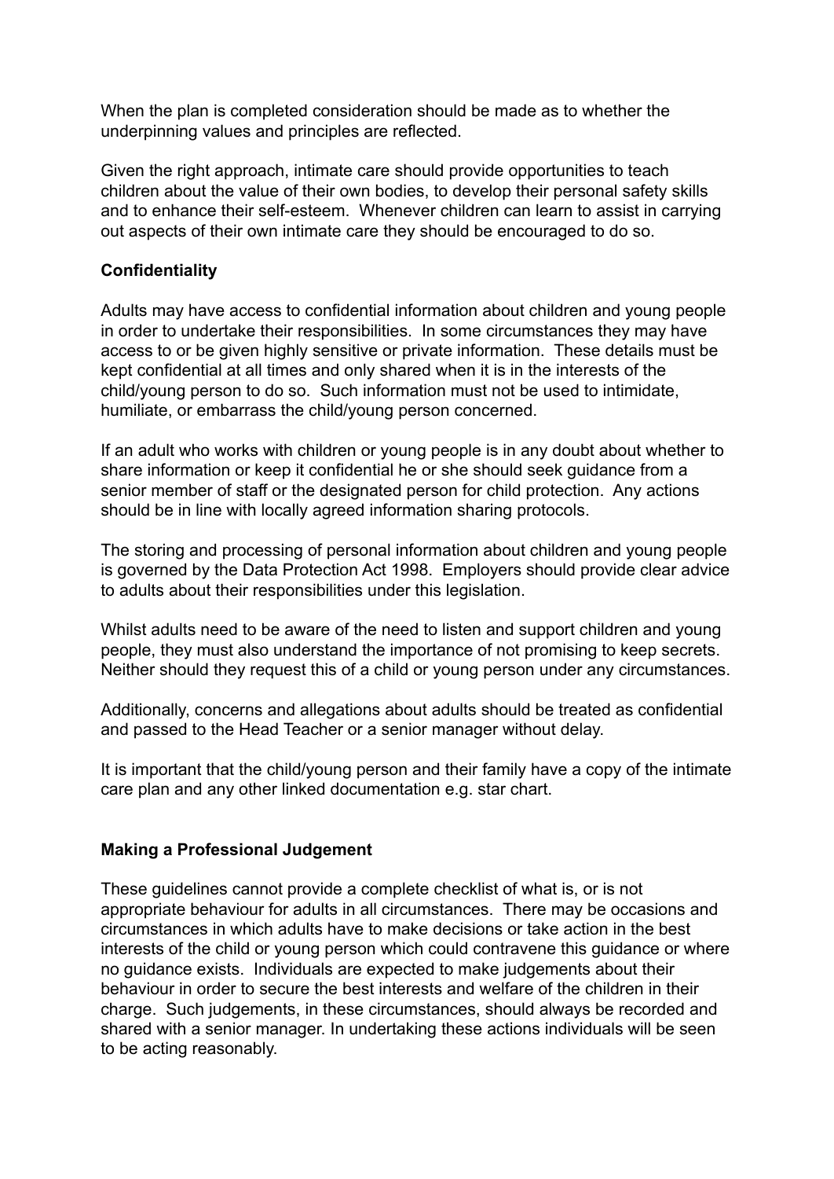When the plan is completed consideration should be made as to whether the underpinning values and principles are reflected.

Given the right approach, intimate care should provide opportunities to teach children about the value of their own bodies, to develop their personal safety skills and to enhance their self-esteem. Whenever children can learn to assist in carrying out aspects of their own intimate care they should be encouraged to do so.

**Confidentiality**

Adults may have access to confidential information about children and young people in order to undertake their responsibilities. In some circumstances they may have access to or be given highly sensitive or private information. These details must be kept confidential at all times and only shared when it is in the interests of the child/young person to do so. Such information must not be used to intimidate, humiliate, or embarrass the child/young person concerned.

If an adult who works with children or young people is in any doubt about whether to share information or keep it confidential he or she should seek guidance from a senior member of staff or the designated person for child protection. Any actions should be in line with locally agreed information sharing protocols.

The storing and processing of personal information about children and young people is governed by the Data Protection Act 1998. Employers should provide clear advice to adults about their responsibilities under this legislation.

Whilst adults need to be aware of the need to listen and support children and young people, they must also understand the importance of not promising to keep secrets. Neither should they request this of a child or young person under any circumstances.

Additionally, concerns and allegations about adults should be treated as confidential and passed to the Head Teacher or a senior manager without delay.

It is important that the child/young person and their family have a copy of the intimate care plan and any other linked documentation e.g. star chart.

**Making a Professional Judgement**

These guidelines cannot provide a complete checklist of what is, or is not appropriate behaviour for adults in all circumstances. There may be occasions and circumstances in which adults have to make decisions or take action in the best interests of the child or young person which could contravene this guidance or where no guidance exists. Individuals are expected to make judgements about their behaviour in order to secure the best interests and welfare of the children in their charge. Such judgements, in these circumstances, should always be recorded and shared with a senior manager. In undertaking these actions individuals will be seen to be acting reasonably.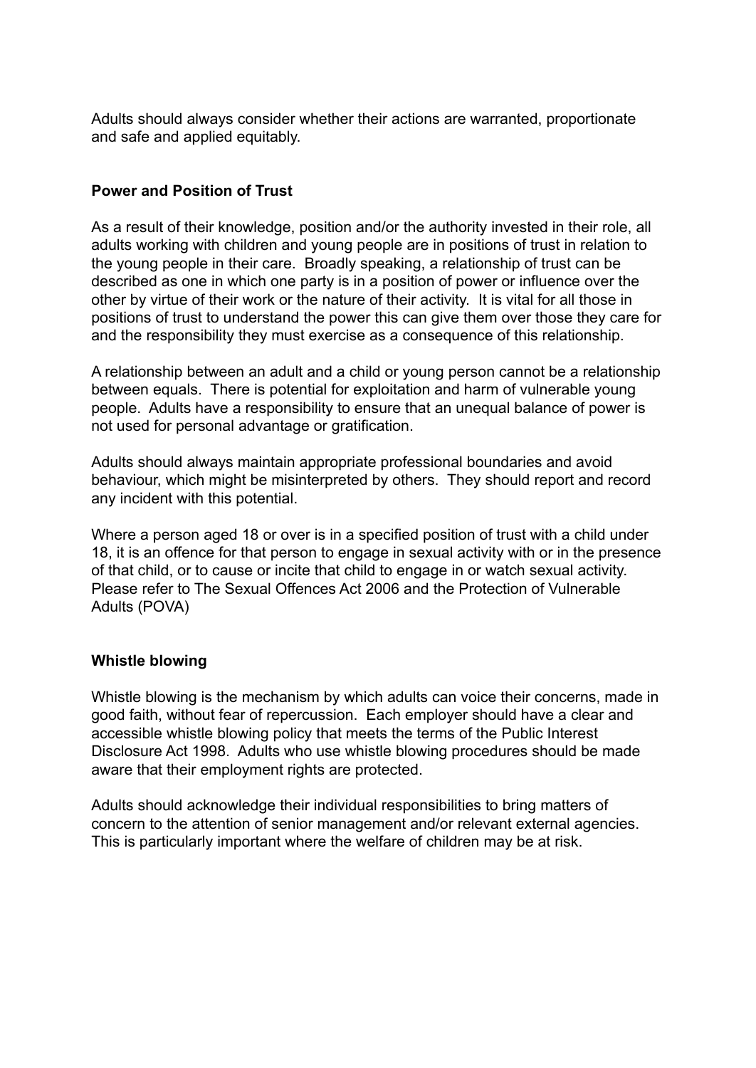Adults should always consider whether their actions are warranted, proportionate and safe and applied equitably.

**Power and Position of Trust**

As a result of their knowledge, position and/or the authority invested in their role, all adults working with children and young people are in positions of trust in relation to the young people in their care. Broadly speaking, a relationship of trust can be described as one in which one party is in a position of power or influence over the other by virtue of their work or the nature of their activity. It is vital for all those in positions of trust to understand the power this can give them over those they care for and the responsibility they must exercise as a consequence of this relationship.

A relationship between an adult and a child or young person cannot be a relationship between equals. There is potential for exploitation and harm of vulnerable young people. Adults have a responsibility to ensure that an unequal balance of power is not used for personal advantage or gratification.

Adults should always maintain appropriate professional boundaries and avoid behaviour, which might be misinterpreted by others. They should report and record any incident with this potential.

Where a person aged 18 or over is in a specified position of trust with a child under 18, it is an offence for that person to engage in sexual activity with or in the presence of that child, or to cause or incite that child to engage in or watch sexual activity. Please refer to The Sexual Offences Act 2006 and the Protection of Vulnerable Adults (POVA)

**Whistle blowing**

Whistle blowing is the mechanism by which adults can voice their concerns, made in good faith, without fear of repercussion. Each employer should have a clear and accessible whistle blowing policy that meets the terms of the Public Interest Disclosure Act 1998. Adults who use whistle blowing procedures should be made aware that their employment rights are protected.

Adults should acknowledge their individual responsibilities to bring matters of concern to the attention of senior management and/or relevant external agencies. This is particularly important where the welfare of children may be at risk.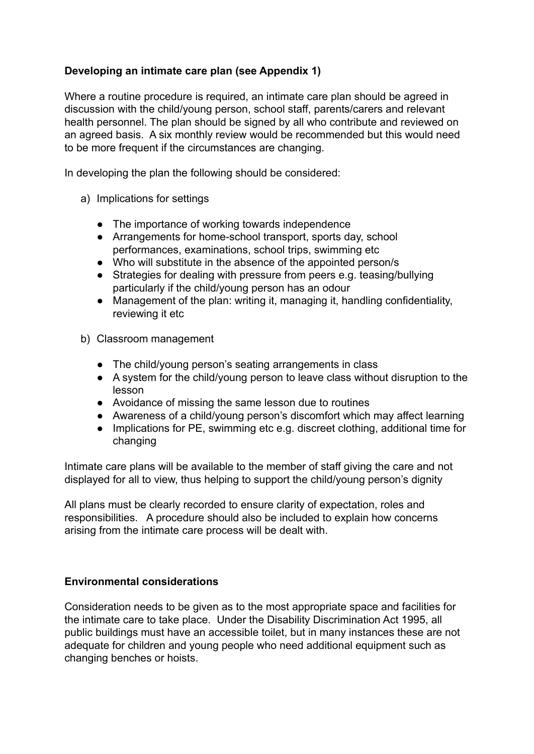**Developing an intimate care plan (see Appendix 1)**

Where a routine procedure is required, an intimate care plan should be agreed in discussion with the child/young person, school staff, parents/carers and relevant health personnel. The plan should be signed by all who contribute and reviewed on an agreed basis. A six monthly review would be recommended but this would need to be more frequent if the circumstances are changing.

In developing the plan the following should be considered:

a) Implications for settings

   - The importance of working towards independence
   - Arrangements for home-school transport, sports day, school performances, examinations, school trips, swimming etc
   - Who will substitute in the absence of the appointed person/s
   - Strategies for dealing with pressure from peers e.g. teasing/bullying particularly if the child/young person has an odour
   - Management of the plan: writing it, managing it, handling confidentiality, reviewing it etc

b) Classroom management

   - The child/young person's seating arrangements in class
   - A system for the child/young person to leave class without disruption to the lesson
   - Avoidance of missing the same lesson due to routines
   - Awareness of a child/young person's discomfort which may affect learning
   - Implications for PE, swimming etc e.g. discreet clothing, additional time for changing

Intimate care plans will be available to the member of staff giving the care and not displayed for all to view, thus helping to support the child/young person's dignity

All plans must be clearly recorded to ensure clarity of expectation, roles and responsibilities. A procedure should also be included to explain how concerns arising from the intimate care process will be dealt with.

**Environmental considerations**

Consideration needs to be given as to the most appropriate space and facilities for the intimate care to take place. Under the Disability Discrimination Act 1995, all public buildings must have an accessible toilet, but in many instances these are not adequate for children and young people who need additional equipment such as changing benches or hoists.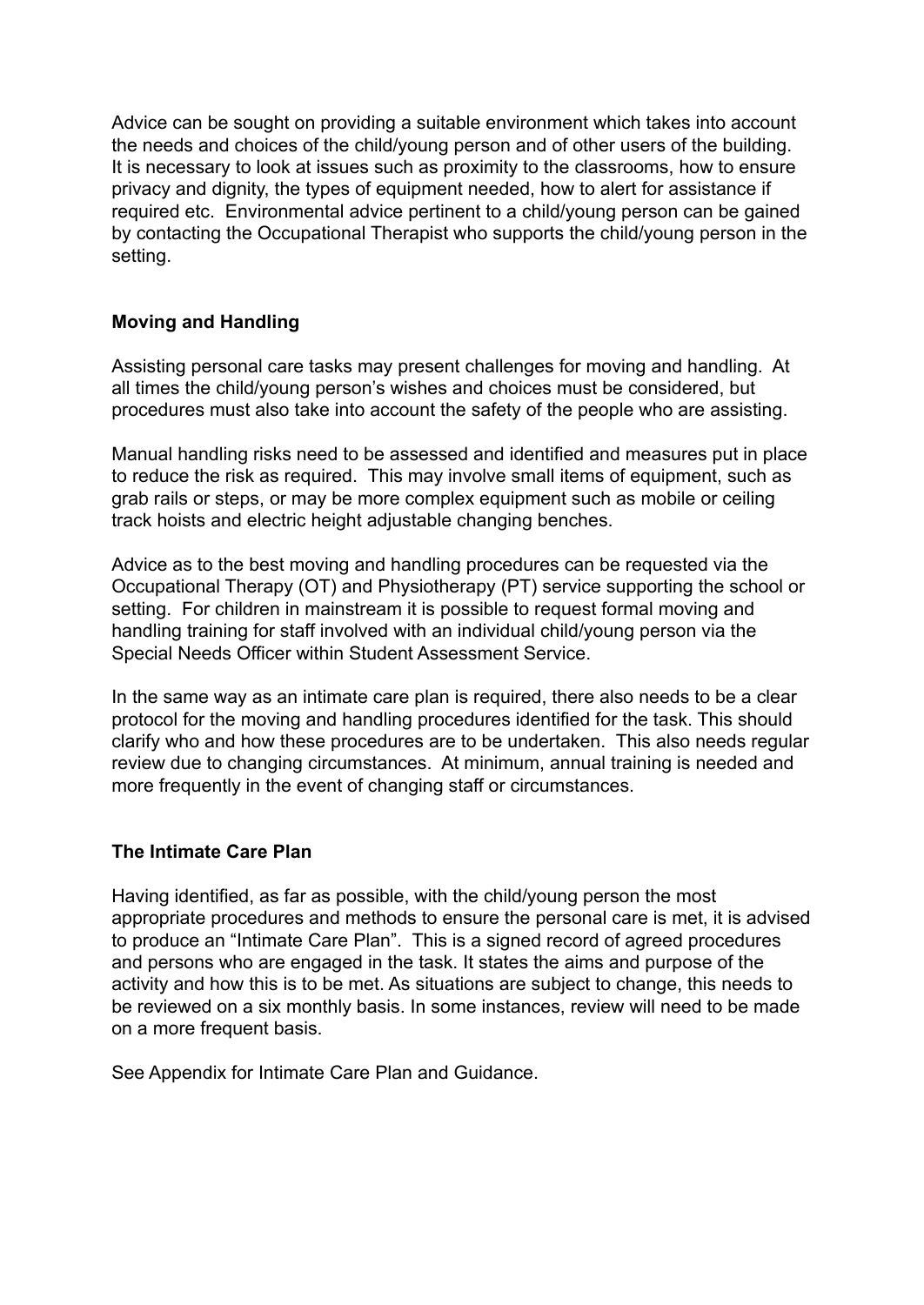Advice can be sought on providing a suitable environment which takes into account the needs and choices of the child/young person and of other users of the building. It is necessary to look at issues such as proximity to the classrooms, how to ensure privacy and dignity, the types of equipment needed, how to alert for assistance if required etc. Environmental advice pertinent to a child/young person can be gained by contacting the Occupational Therapist who supports the child/young person in the setting.

**Moving and Handling**

Assisting personal care tasks may present challenges for moving and handling. At all times the child/young person's wishes and choices must be considered, but procedures must also take into account the safety of the people who are assisting.

Manual handling risks need to be assessed and identified and measures put in place to reduce the risk as required. This may involve small items of equipment, such as grab rails or steps, or may be more complex equipment such as mobile or ceiling track hoists and electric height adjustable changing benches.

Advice as to the best moving and handling procedures can be requested via the Occupational Therapy (OT) and Physiotherapy (PT) service supporting the school or setting. For children in mainstream it is possible to request formal moving and handling training for staff involved with an individual child/young person via the Special Needs Officer within Student Assessment Service.

In the same way as an intimate care plan is required, there also needs to be a clear protocol for the moving and handling procedures identified for the task. This should clarify who and how these procedures are to be undertaken. This also needs regular review due to changing circumstances. At minimum, annual training is needed and more frequently in the event of changing staff or circumstances.

**The Intimate Care Plan**

Having identified, as far as possible, with the child/young person the most appropriate procedures and methods to ensure the personal care is met, it is advised to produce an "Intimate Care Plan". This is a signed record of agreed procedures and persons who are engaged in the task. It states the aims and purpose of the activity and how this is to be met. As situations are subject to change, this needs to be reviewed on a six monthly basis. In some instances, review will need to be made on a more frequent basis.

See Appendix for Intimate Care Plan and Guidance.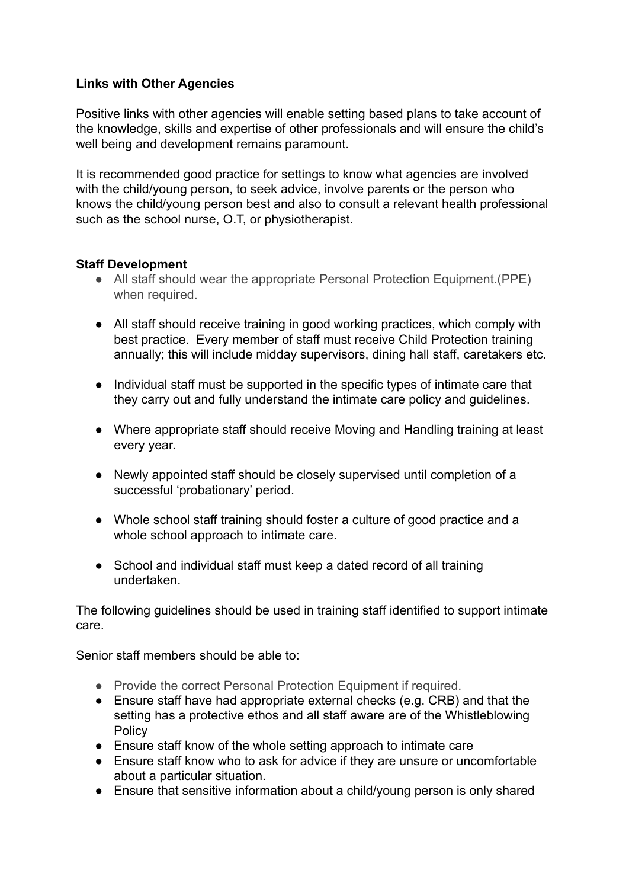**Links with Other Agencies**

Positive links with other agencies will enable setting based plans to take account of the knowledge, skills and expertise of other professionals and will ensure the child's well being and development remains paramount.

It is recommended good practice for settings to know what agencies are involved with the child/young person, to seek advice, involve parents or the person who knows the child/young person best and also to consult a relevant health professional such as the school nurse, O.T, or physiotherapist.

**Staff Development**

- All staff should wear the appropriate Personal Protection Equipment.(PPE) when required.
- All staff should receive training in good working practices, which comply with best practice. Every member of staff must receive Child Protection training annually; this will include midday supervisors, dining hall staff, caretakers etc.
- Individual staff must be supported in the specific types of intimate care that they carry out and fully understand the intimate care policy and guidelines.
- Where appropriate staff should receive Moving and Handling training at least every year.
- Newly appointed staff should be closely supervised until completion of a successful 'probationary' period.
- Whole school staff training should foster a culture of good practice and a whole school approach to intimate care.
- School and individual staff must keep a dated record of all training undertaken.

The following guidelines should be used in training staff identified to support intimate care.

Senior staff members should be able to:

- Provide the correct Personal Protection Equipment if required.
- Ensure staff have had appropriate external checks (e.g. CRB) and that the setting has a protective ethos and all staff aware are of the Whistleblowing Policy
- Ensure staff know of the whole setting approach to intimate care
- Ensure staff know who to ask for advice if they are unsure or uncomfortable about a particular situation.
- Ensure that sensitive information about a child/young person is only shared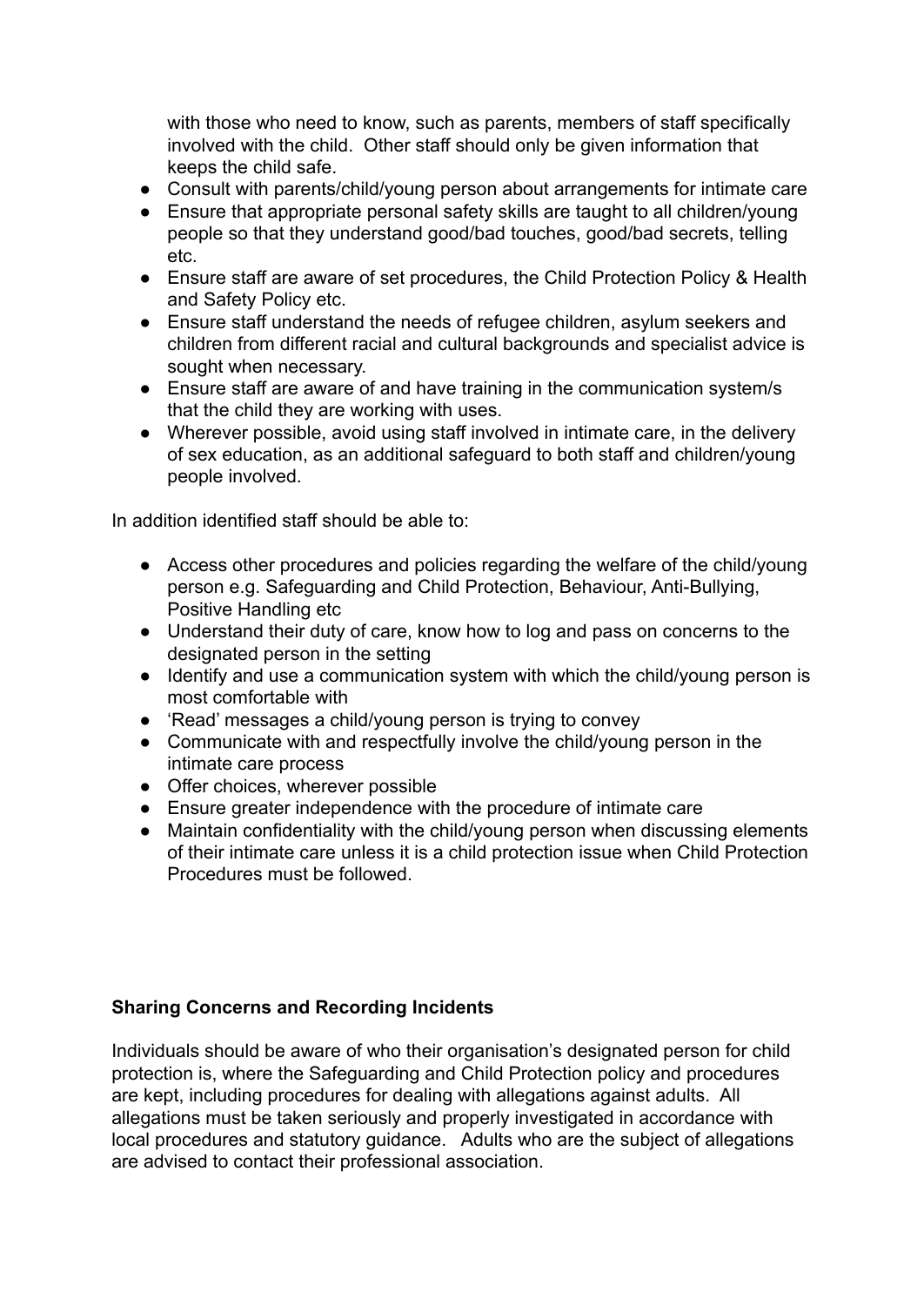with those who need to know, such as parents, members of staff specifically involved with the child. Other staff should only be given information that keeps the child safe.

- Consult with parents/child/young person about arrangements for intimate care
- Ensure that appropriate personal safety skills are taught to all children/young people so that they understand good/bad touches, good/bad secrets, telling etc.
- Ensure staff are aware of set procedures, the Child Protection Policy & Health and Safety Policy etc.
- Ensure staff understand the needs of refugee children, asylum seekers and children from different racial and cultural backgrounds and specialist advice is sought when necessary.
- Ensure staff are aware of and have training in the communication system/s that the child they are working with uses.
- Wherever possible, avoid using staff involved in intimate care, in the delivery of sex education, as an additional safeguard to both staff and children/young people involved.

In addition identified staff should be able to:

- Access other procedures and policies regarding the welfare of the child/young person e.g. Safeguarding and Child Protection, Behaviour, Anti-Bullying, Positive Handling etc
- Understand their duty of care, know how to log and pass on concerns to the designated person in the setting
- Identify and use a communication system with which the child/young person is most comfortable with
- 'Read' messages a child/young person is trying to convey
- Communicate with and respectfully involve the child/young person in the intimate care process
- Offer choices, wherever possible
- Ensure greater independence with the procedure of intimate care
- Maintain confidentiality with the child/young person when discussing elements of their intimate care unless it is a child protection issue when Child Protection Procedures must be followed.

**Sharing Concerns and Recording Incidents**

Individuals should be aware of who their organisation's designated person for child protection is, where the Safeguarding and Child Protection policy and procedures are kept, including procedures for dealing with allegations against adults. All allegations must be taken seriously and properly investigated in accordance with local procedures and statutory guidance. Adults who are the subject of allegations are advised to contact their professional association.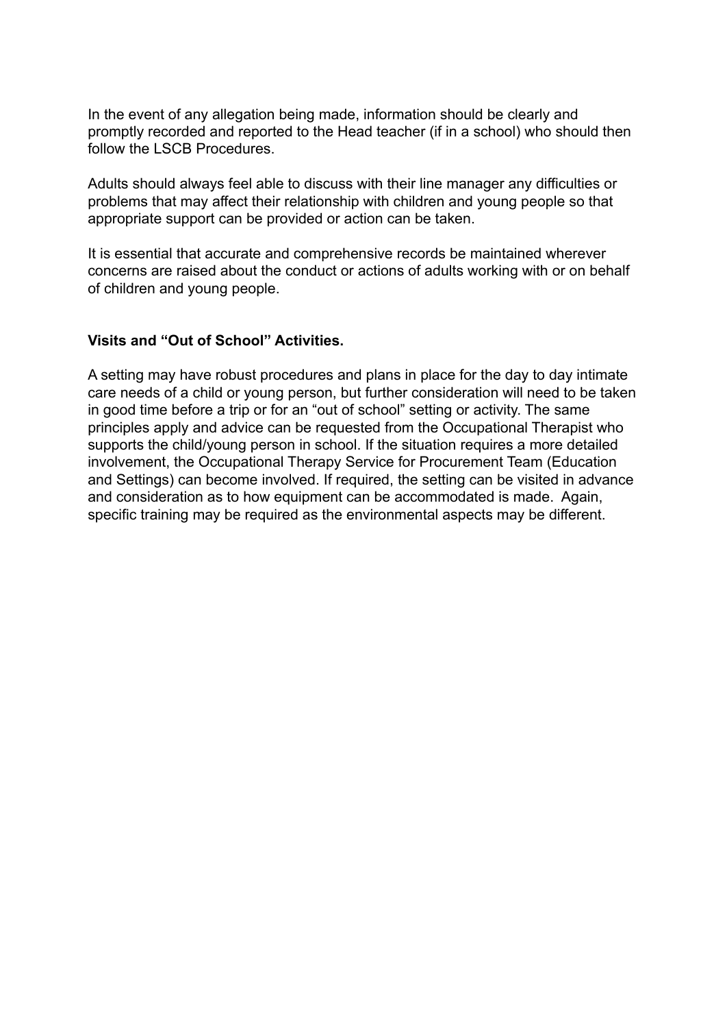In the event of any allegation being made, information should be clearly and promptly recorded and reported to the Head teacher (if in a school) who should then follow the LSCB Procedures.

Adults should always feel able to discuss with their line manager any difficulties or problems that may affect their relationship with children and young people so that appropriate support can be provided or action can be taken.

It is essential that accurate and comprehensive records be maintained wherever concerns are raised about the conduct or actions of adults working with or on behalf of children and young people.

**Visits and "Out of School" Activities.**

A setting may have robust procedures and plans in place for the day to day intimate care needs of a child or young person, but further consideration will need to be taken in good time before a trip or for an "out of school" setting or activity. The same principles apply and advice can be requested from the Occupational Therapist who supports the child/young person in school. If the situation requires a more detailed involvement, the Occupational Therapy Service for Procurement Team (Education and Settings) can become involved. If required, the setting can be visited in advance and consideration as to how equipment can be accommodated is made. Again, specific training may be required as the environmental aspects may be different.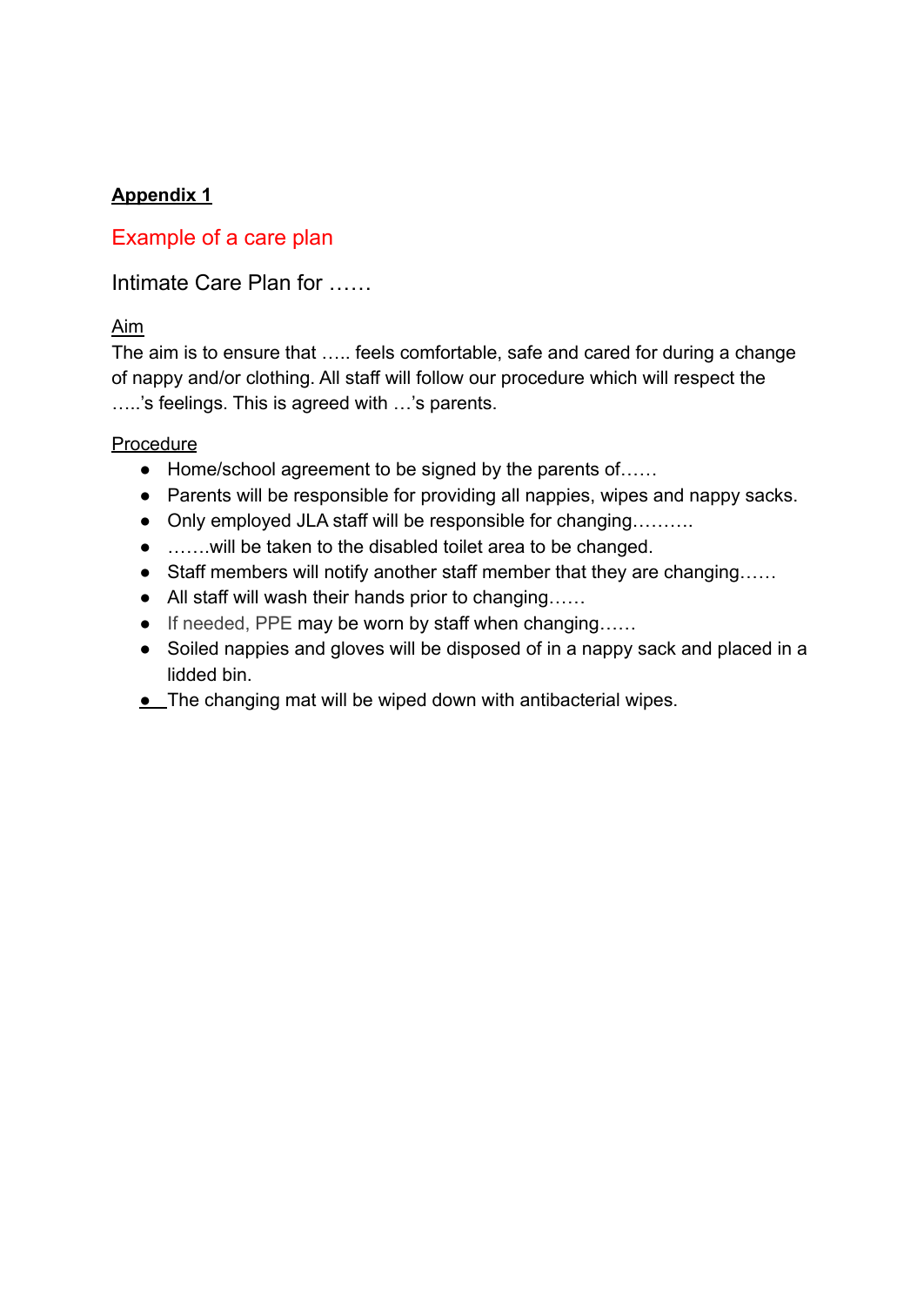**Appendix 1**

## Example of a care plan

### Intimate Care Plan for ……

Aim

The aim is to ensure that ….. feels comfortable, safe and cared for during a change of nappy and/or clothing. All staff will follow our procedure which will respect the …..'s feelings. This is agreed with …'s parents.

Procedure

- Home/school agreement to be signed by the parents of……
- Parents will be responsible for providing all nappies, wipes and nappy sacks.
- Only employed JLA staff will be responsible for changing……….
- …….will be taken to the disabled toilet area to be changed.
- Staff members will notify another staff member that they are changing……
- All staff will wash their hands prior to changing……
- If needed, PPE may be worn by staff when changing……
- Soiled nappies and gloves will be disposed of in a nappy sack and placed in a lidded bin.
- The changing mat will be wiped down with antibacterial wipes.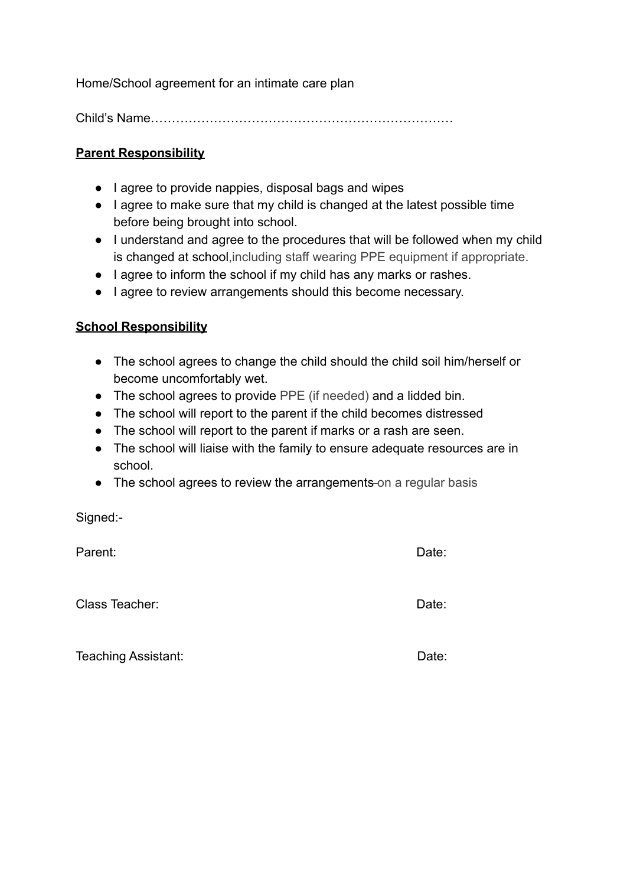Home/School agreement for an intimate care plan

Child's Name……………………………………………………………

**Parent Responsibility**

- I agree to provide nappies, disposal bags and wipes
- I agree to make sure that my child is changed at the latest possible time before being brought into school.
- I understand and agree to the procedures that will be followed when my child is changed at school,including staff wearing PPE equipment if appropriate.
- I agree to inform the school if my child has any marks or rashes.
- I agree to review arrangements should this become necessary.

**School Responsibility**

- The school agrees to change the child should the child soil him/herself or become uncomfortably wet.
- The school agrees to provide PPE (if needed) and a lidded bin.
- The school will report to the parent if the child becomes distressed
- The school will report to the parent if marks or a rash are seen.
- The school will liaise with the family to ensure adequate resources are in school.
- The school agrees to review the arrangements ~~.~~ on a regular basis

Signed:-

Parent: Date:

Class Teacher: Date:

Teaching Assistant: Date: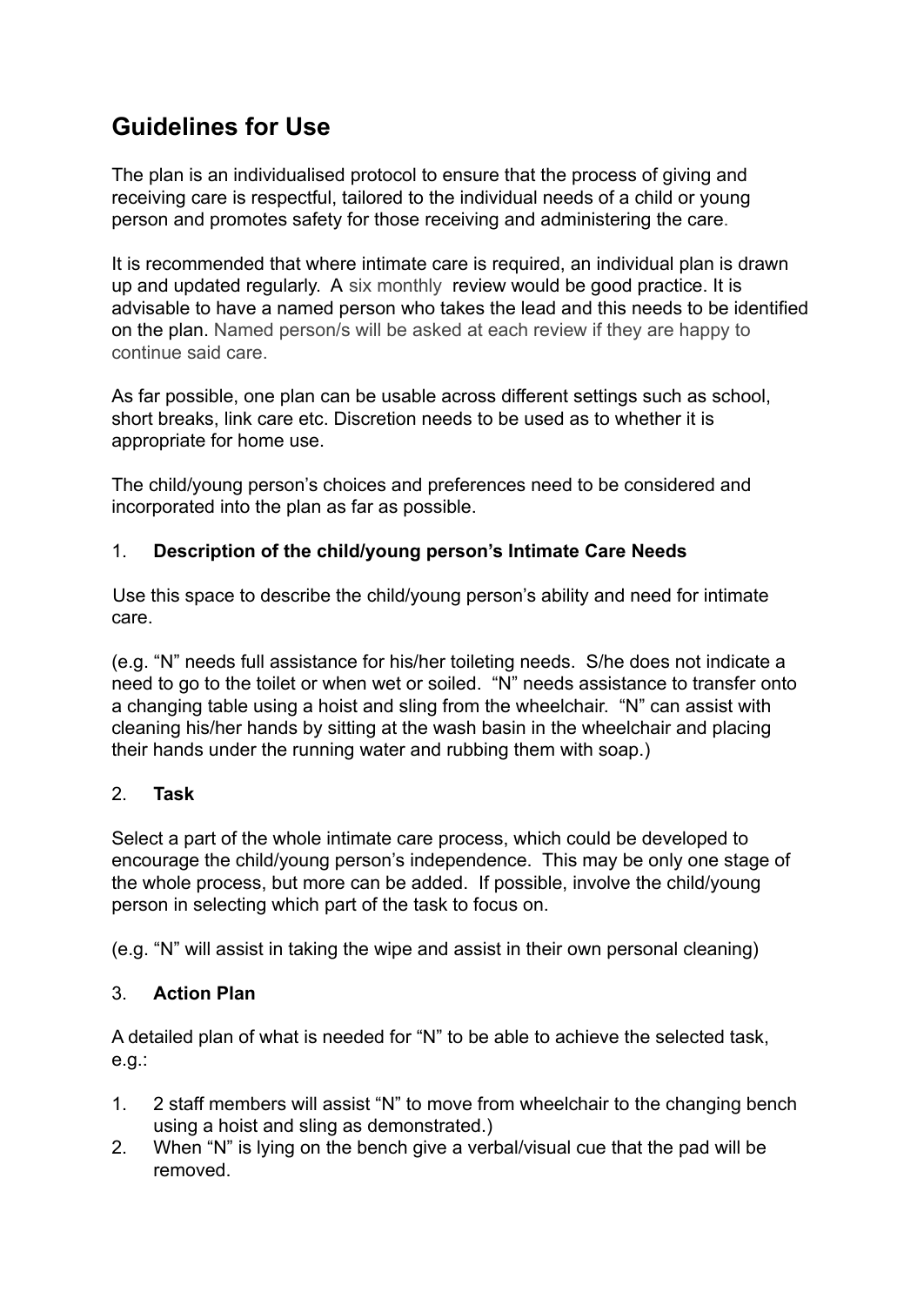# Guidelines for Use

The plan is an individualised protocol to ensure that the process of giving and receiving care is respectful, tailored to the individual needs of a child or young person and promotes safety for those receiving and administering the care.

It is recommended that where intimate care is required, an individual plan is drawn up and updated regularly. A six monthly review would be good practice. It is advisable to have a named person who takes the lead and this needs to be identified on the plan. Named person/s will be asked at each review if they are happy to continue said care.

As far possible, one plan can be usable across different settings such as school, short breaks, link care etc. Discretion needs to be used as to whether it is appropriate for home use.

The child/young person's choices and preferences need to be considered and incorporated into the plan as far as possible.

1. **Description of the child/young person's Intimate Care Needs**

Use this space to describe the child/young person's ability and need for intimate care.

(e.g. "N" needs full assistance for his/her toileting needs. S/he does not indicate a need to go to the toilet or when wet or soiled. "N" needs assistance to transfer onto a changing table using a hoist and sling from the wheelchair. "N" can assist with cleaning his/her hands by sitting at the wash basin in the wheelchair and placing their hands under the running water and rubbing them with soap.)

2. **Task**

Select a part of the whole intimate care process, which could be developed to encourage the child/young person's independence. This may be only one stage of the whole process, but more can be added. If possible, involve the child/young person in selecting which part of the task to focus on.

(e.g. "N" will assist in taking the wipe and assist in their own personal cleaning)

3. **Action Plan**

A detailed plan of what is needed for "N" to be able to achieve the selected task, e.g.:

1. 2 staff members will assist "N" to move from wheelchair to the changing bench using a hoist and sling as demonstrated.)
2. When "N" is lying on the bench give a verbal/visual cue that the pad will be removed.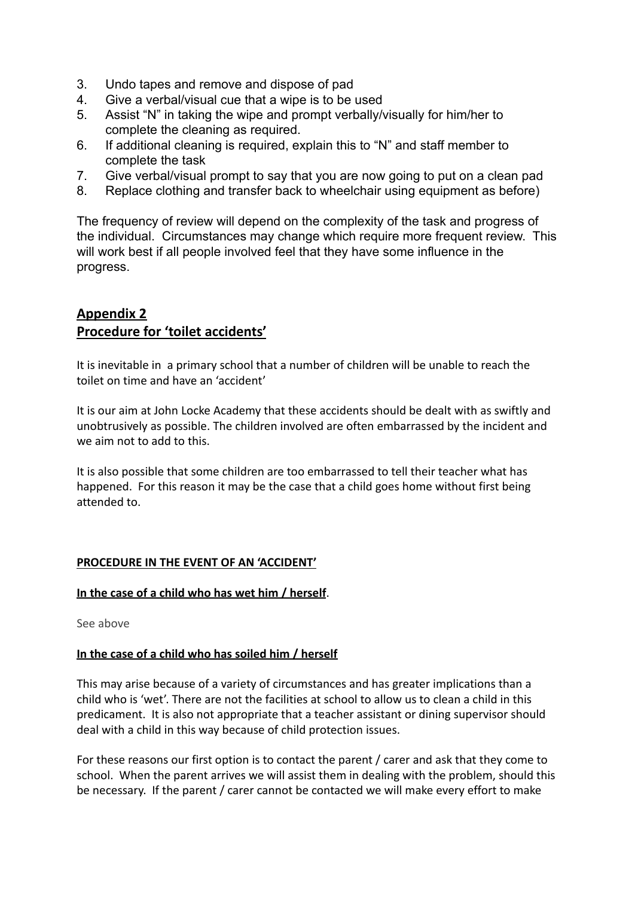3. Undo tapes and remove and dispose of pad
4. Give a verbal/visual cue that a wipe is to be used
5. Assist "N" in taking the wipe and prompt verbally/visually for him/her to complete the cleaning as required.
6. If additional cleaning is required, explain this to "N" and staff member to complete the task
7. Give verbal/visual prompt to say that you are now going to put on a clean pad
8. Replace clothing and transfer back to wheelchair using equipment as before)

The frequency of review will depend on the complexity of the task and progress of the individual. Circumstances may change which require more frequent review. This will work best if all people involved feel that they have some influence in the progress.

## Appendix 2
## Procedure for 'toilet accidents'

It is inevitable in a primary school that a number of children will be unable to reach the toilet on time and have an 'accident'

It is our aim at John Locke Academy that these accidents should be dealt with as swiftly and unobtrusively as possible. The children involved are often embarrassed by the incident and we aim not to add to this.

It is also possible that some children are too embarrassed to tell their teacher what has happened. For this reason it may be the case that a child goes home without first being attended to.

**PROCEDURE IN THE EVENT OF AN 'ACCIDENT'**

**In the case of a child who has wet him / herself**.

See above

**In the case of a child who has soiled him / herself**

This may arise because of a variety of circumstances and has greater implications than a child who is 'wet'. There are not the facilities at school to allow us to clean a child in this predicament. It is also not appropriate that a teacher assistant or dining supervisor should deal with a child in this way because of child protection issues.

For these reasons our first option is to contact the parent / carer and ask that they come to school. When the parent arrives we will assist them in dealing with the problem, should this be necessary. If the parent / carer cannot be contacted we will make every effort to make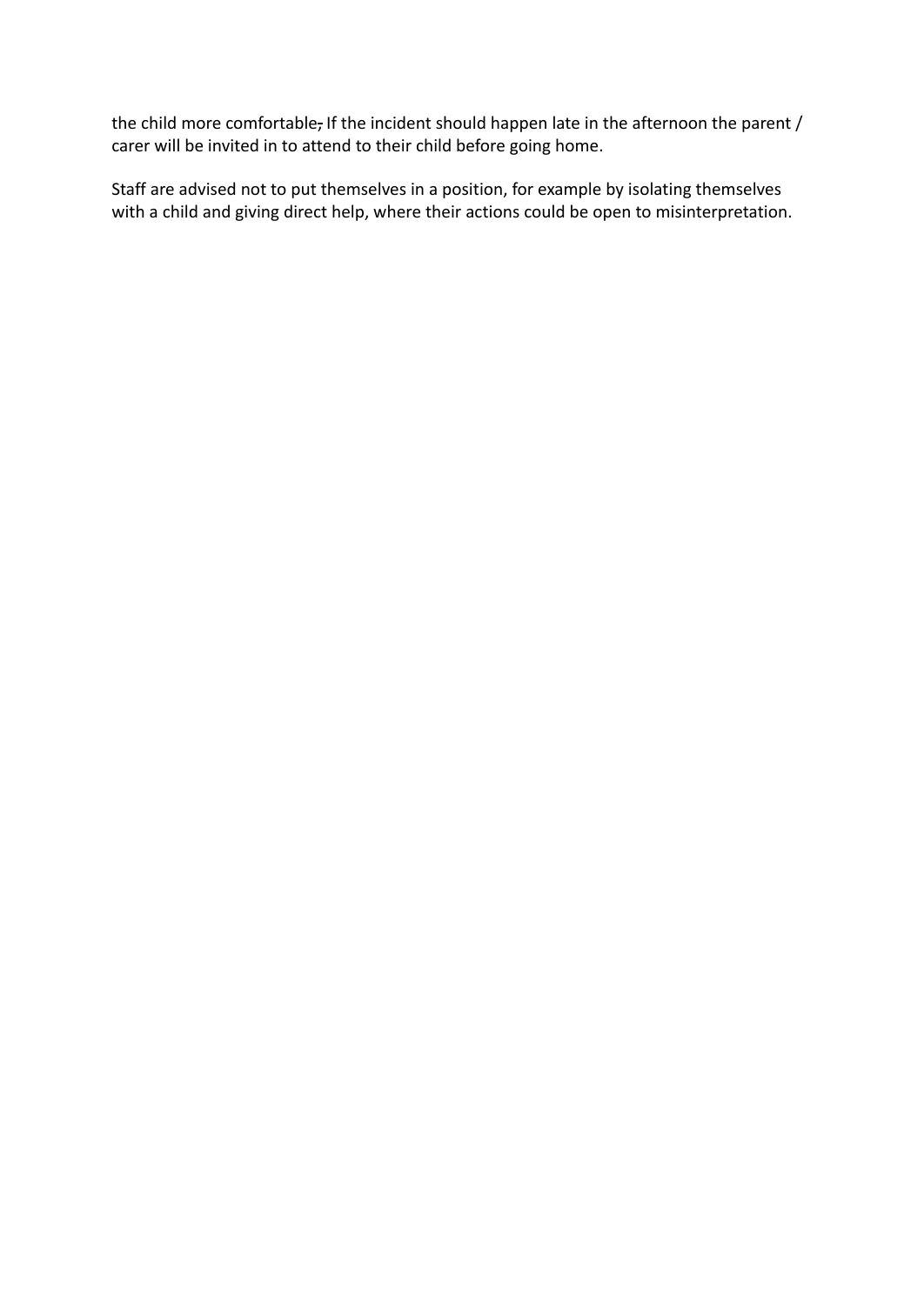the child more comfortable~~,~~ If the incident should happen late in the afternoon the parent / carer will be invited in to attend to their child before going home.

Staff are advised not to put themselves in a position, for example by isolating themselves with a child and giving direct help, where their actions could be open to misinterpretation.